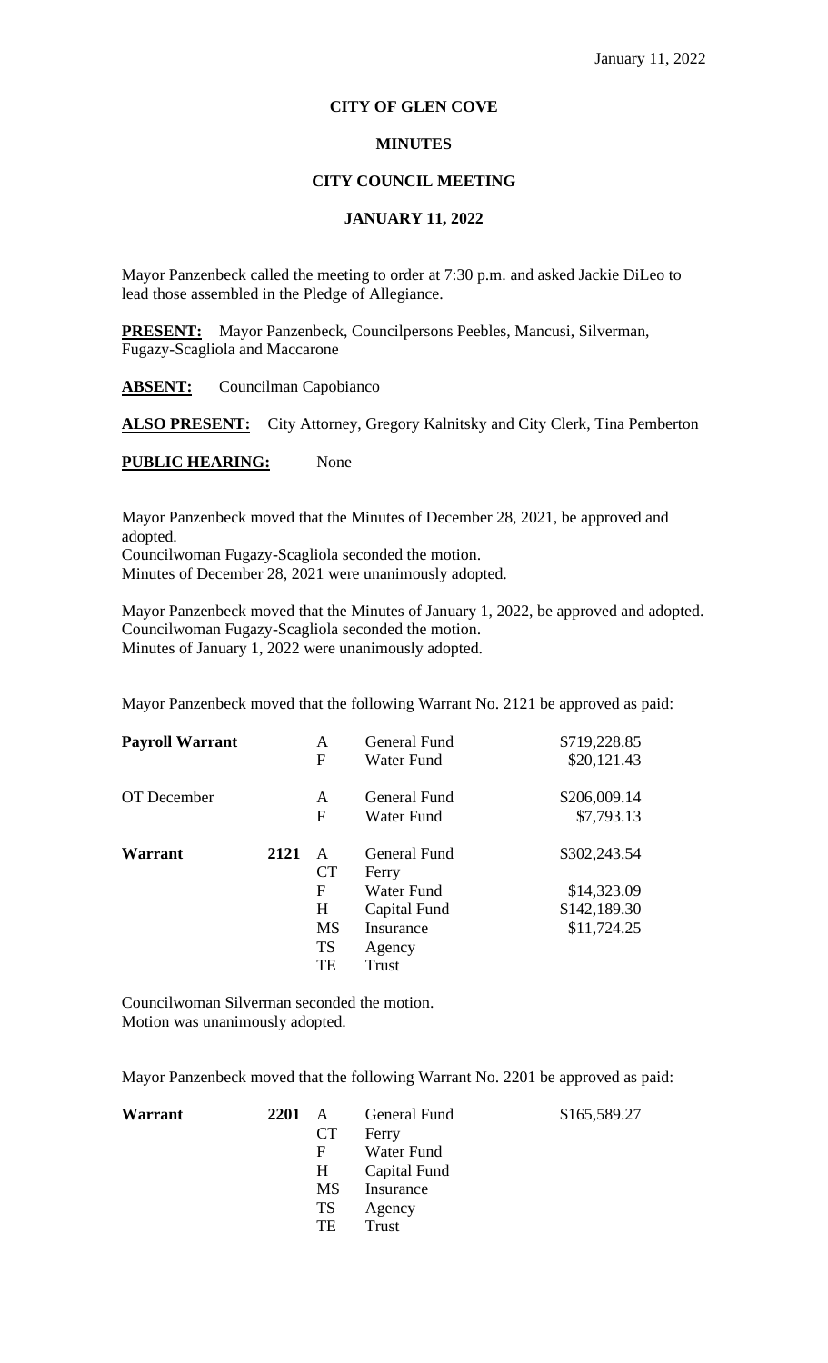January 11, 2022

# CITY OF GLEN COVE

## MINUTES

## CITY COUNCIL MEETING

## JANUARY 11, 2022

Mayor Panzenbeck called the meeting to order at 7:30 p.m. and asked Jackie DiLeo to lead those assembled in the Pledge of Allegiance.

**PRESENT:** Mayor Panzenbeck, Councilpersons Peebles, Mancusi, Silverman, Fugazy-Scagliola and Maccarone

**ABSENT:** Councilman Capobianco

**ALSO PRESENT:** City Attorney, Gregory Kalnitsky and City Clerk, Tina Pemberton

**PUBLIC HEARING:** None

Mayor Panzenbeck moved that the Minutes of December 28, 2021, be approved and adopted.
Councilwoman Fugazy-Scagliola seconded the motion.
Minutes of December 28, 2021 were unanimously adopted.

Mayor Panzenbeck moved that the Minutes of January 1, 2022, be approved and adopted.
Councilwoman Fugazy-Scagliola seconded the motion.
Minutes of January 1, 2022 were unanimously adopted.

Mayor Panzenbeck moved that the following Warrant No. 2121 be approved as paid:

| | | | | |
|---|---|---|---|---|
| **Payroll Warrant** | | A | General Fund | $719,228.85 |
| | | F | Water Fund | $20,121.43 |
| OT December | | A | General Fund | $206,009.14 |
| | | F | Water Fund | $7,793.13 |
| **Warrant** | **2121** | A | General Fund | $302,243.54 |
| | | CT | Ferry | |
| | | F | Water Fund | $14,323.09 |
| | | H | Capital Fund | $142,189.30 |
| | | MS | Insurance | $11,724.25 |
| | | TS | Agency | |
| | | TE | Trust | |

Councilwoman Silverman seconded the motion.
Motion was unanimously adopted.

Mayor Panzenbeck moved that the following Warrant No. 2201 be approved as paid:

| | | | | |
|---|---|---|---|---|
| **Warrant** | **2201** | A | General Fund | $165,589.27 |
| | | CT | Ferry | |
| | | F | Water Fund | |
| | | H | Capital Fund | |
| | | MS | Insurance | |
| | | TS | Agency | |
| | | TE | Trust | |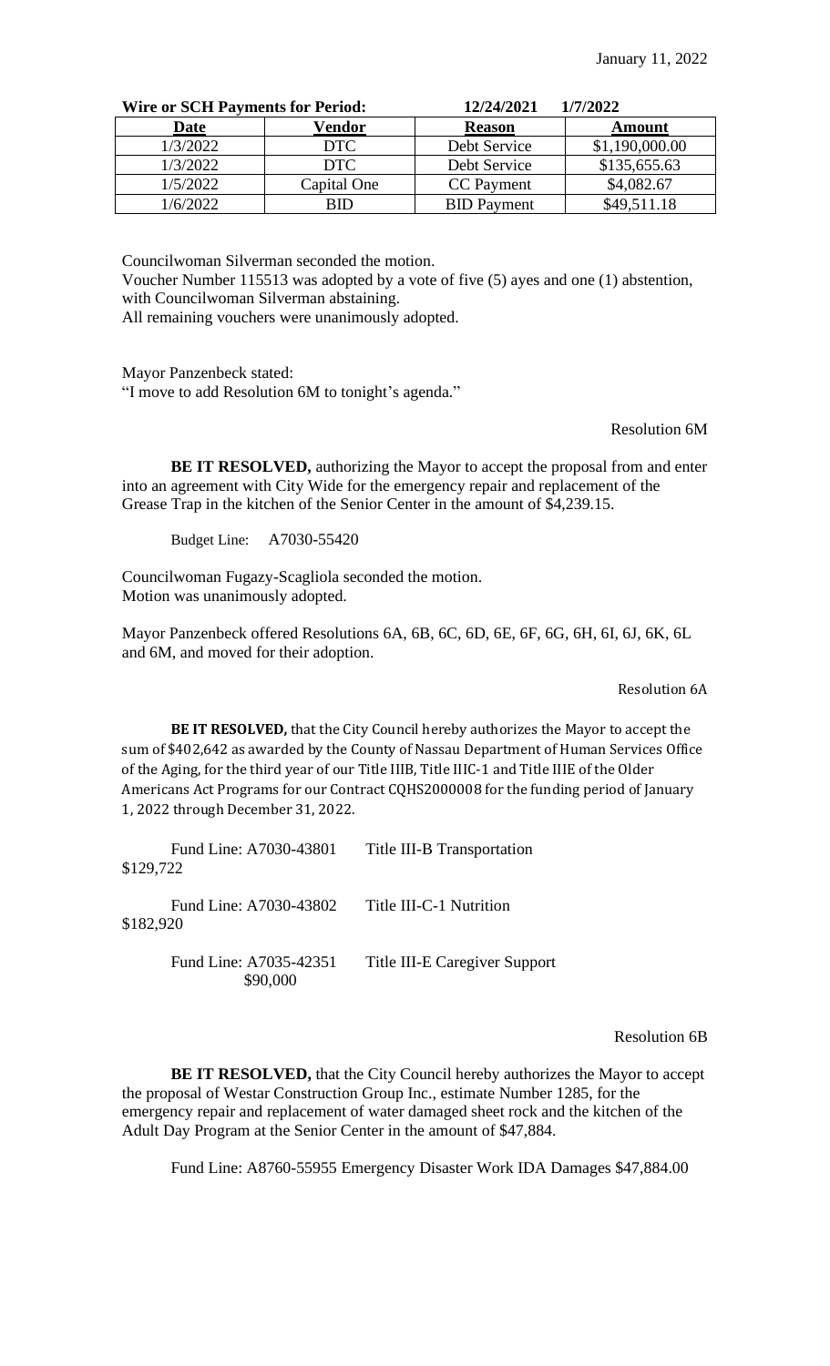January 11, 2022

| Wire or SCH Payments for Period: | | 12/24/2021 | 1/7/2022 |
|---|---|---|---|
| **Date** | **Vendor** | **Reason** | **Amount** |
| 1/3/2022 | DTC | Debt Service | $1,190,000.00 |
| 1/3/2022 | DTC | Debt Service | $135,655.63 |
| 1/5/2022 | Capital One | CC Payment | $4,082.67 |
| 1/6/2022 | BID | BID Payment | $49,511.18 |

Councilwoman Silverman seconded the motion.
Voucher Number 115513 was adopted by a vote of five (5) ayes and one (1) abstention, with Councilwoman Silverman abstaining.
All remaining vouchers were unanimously adopted.

Mayor Panzenbeck stated:
"I move to add Resolution 6M to tonight's agenda."

Resolution 6M

**BE IT RESOLVED,** authorizing the Mayor to accept the proposal from and enter into an agreement with City Wide for the emergency repair and replacement of the Grease Trap in the kitchen of the Senior Center in the amount of $4,239.15.

Budget Line: A7030-55420

Councilwoman Fugazy-Scagliola seconded the motion.
Motion was unanimously adopted.

Mayor Panzenbeck offered Resolutions 6A, 6B, 6C, 6D, 6E, 6F, 6G, 6H, 6I, 6J, 6K, 6L and 6M, and moved for their adoption.

Resolution 6A

**BE IT RESOLVED,** that the City Council hereby authorizes the Mayor to accept the sum of $402,642 as awarded by the County of Nassau Department of Human Services Office of the Aging, for the third year of our Title IIIB, Title IIIC-1 and Title IIIE of the Older Americans Act Programs for our Contract CQHS2000008 for the funding period of January 1, 2022 through December 31, 2022.

Fund Line: A7030-43801 Title III-B Transportation
$129,722

Fund Line: A7030-43802 Title III-C-1 Nutrition
$182,920

Fund Line: A7035-42351 Title III-E Caregiver Support
$90,000

Resolution 6B

**BE IT RESOLVED,** that the City Council hereby authorizes the Mayor to accept the proposal of Westar Construction Group Inc., estimate Number 1285, for the emergency repair and replacement of water damaged sheet rock and the kitchen of the Adult Day Program at the Senior Center in the amount of $47,884.

Fund Line: A8760-55955 Emergency Disaster Work IDA Damages $47,884.00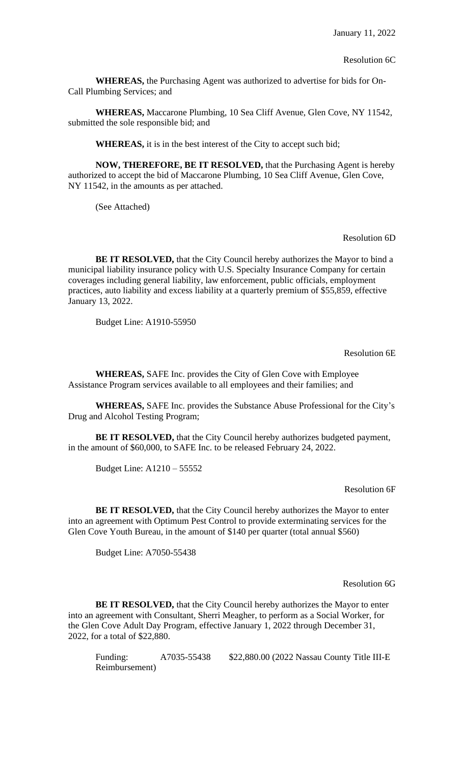January 11, 2022

Resolution 6C

**WHEREAS,** the Purchasing Agent was authorized to advertise for bids for On-Call Plumbing Services; and

**WHEREAS,** Maccarone Plumbing, 10 Sea Cliff Avenue, Glen Cove, NY 11542, submitted the sole responsible bid; and

**WHEREAS,** it is in the best interest of the City to accept such bid;

**NOW, THEREFORE, BE IT RESOLVED,** that the Purchasing Agent is hereby authorized to accept the bid of Maccarone Plumbing, 10 Sea Cliff Avenue, Glen Cove, NY 11542, in the amounts as per attached.

(See Attached)

Resolution 6D

**BE IT RESOLVED,** that the City Council hereby authorizes the Mayor to bind a municipal liability insurance policy with U.S. Specialty Insurance Company for certain coverages including general liability, law enforcement, public officials, employment practices, auto liability and excess liability at a quarterly premium of $55,859, effective January 13, 2022.

Budget Line: A1910-55950

Resolution 6E

**WHEREAS,** SAFE Inc. provides the City of Glen Cove with Employee Assistance Program services available to all employees and their families; and

**WHEREAS,** SAFE Inc. provides the Substance Abuse Professional for the City's Drug and Alcohol Testing Program;

**BE IT RESOLVED,** that the City Council hereby authorizes budgeted payment, in the amount of $60,000, to SAFE Inc. to be released February 24, 2022.

Budget Line: A1210 – 55552

Resolution 6F

**BE IT RESOLVED,** that the City Council hereby authorizes the Mayor to enter into an agreement with Optimum Pest Control to provide exterminating services for the Glen Cove Youth Bureau, in the amount of $140 per quarter (total annual $560)

Budget Line: A7050-55438

Resolution 6G

**BE IT RESOLVED,** that the City Council hereby authorizes the Mayor to enter into an agreement with Consultant, Sherri Meagher, to perform as a Social Worker, for the Glen Cove Adult Day Program, effective January 1, 2022 through December 31, 2022, for a total of $22,880.

Funding: A7035-55438 $22,880.00 (2022 Nassau County Title III-E Reimbursement)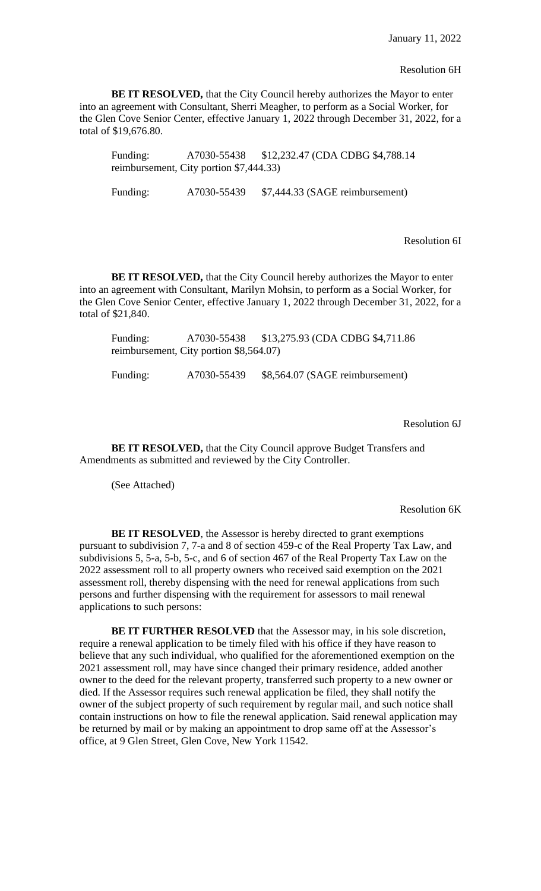January 11, 2022

Resolution 6H

**BE IT RESOLVED,** that the City Council hereby authorizes the Mayor to enter into an agreement with Consultant, Sherri Meagher, to perform as a Social Worker, for the Glen Cove Senior Center, effective January 1, 2022 through December 31, 2022, for a total of $19,676.80.

Funding: A7030-55438 $12,232.47 (CDA CDBG $4,788.14 reimbursement, City portion $7,444.33)

Funding: A7030-55439 $7,444.33 (SAGE reimbursement)

Resolution 6I

**BE IT RESOLVED,** that the City Council hereby authorizes the Mayor to enter into an agreement with Consultant, Marilyn Mohsin, to perform as a Social Worker, for the Glen Cove Senior Center, effective January 1, 2022 through December 31, 2022, for a total of $21,840.

Funding: A7030-55438 $13,275.93 (CDA CDBG $4,711.86 reimbursement, City portion $8,564.07)

Funding: A7030-55439 $8,564.07 (SAGE reimbursement)

Resolution 6J

**BE IT RESOLVED,** that the City Council approve Budget Transfers and Amendments as submitted and reviewed by the City Controller.

(See Attached)

Resolution 6K

**BE IT RESOLVED**, the Assessor is hereby directed to grant exemptions pursuant to subdivision 7, 7-a and 8 of section 459-c of the Real Property Tax Law, and subdivisions 5, 5-a, 5-b, 5-c, and 6 of section 467 of the Real Property Tax Law on the 2022 assessment roll to all property owners who received said exemption on the 2021 assessment roll, thereby dispensing with the need for renewal applications from such persons and further dispensing with the requirement for assessors to mail renewal applications to such persons:

**BE IT FURTHER RESOLVED** that the Assessor may, in his sole discretion, require a renewal application to be timely filed with his office if they have reason to believe that any such individual, who qualified for the aforementioned exemption on the 2021 assessment roll, may have since changed their primary residence, added another owner to the deed for the relevant property, transferred such property to a new owner or died. If the Assessor requires such renewal application be filed, they shall notify the owner of the subject property of such requirement by regular mail, and such notice shall contain instructions on how to file the renewal application. Said renewal application may be returned by mail or by making an appointment to drop same off at the Assessor's office, at 9 Glen Street, Glen Cove, New York 11542.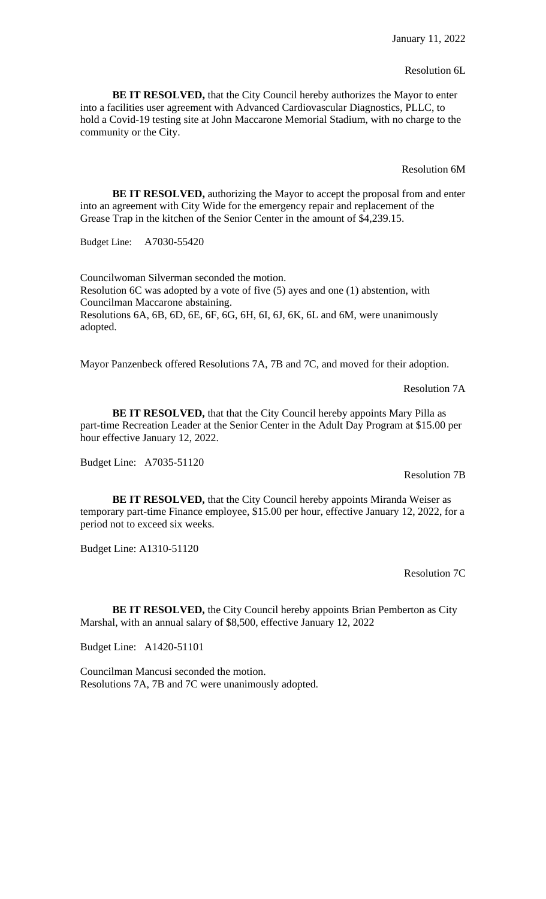January 11, 2022

Resolution 6L

**BE IT RESOLVED,** that the City Council hereby authorizes the Mayor to enter into a facilities user agreement with Advanced Cardiovascular Diagnostics, PLLC, to hold a Covid-19 testing site at John Maccarone Memorial Stadium, with no charge to the community or the City.

Resolution 6M

**BE IT RESOLVED,** authorizing the Mayor to accept the proposal from and enter into an agreement with City Wide for the emergency repair and replacement of the Grease Trap in the kitchen of the Senior Center in the amount of $4,239.15.

Budget Line: A7030-55420

Councilwoman Silverman seconded the motion.
Resolution 6C was adopted by a vote of five (5) ayes and one (1) abstention, with Councilman Maccarone abstaining.
Resolutions 6A, 6B, 6D, 6E, 6F, 6G, 6H, 6I, 6J, 6K, 6L and 6M, were unanimously adopted.

Mayor Panzenbeck offered Resolutions 7A, 7B and 7C, and moved for their adoption.

Resolution 7A

**BE IT RESOLVED,** that that the City Council hereby appoints Mary Pilla as part-time Recreation Leader at the Senior Center in the Adult Day Program at $15.00 per hour effective January 12, 2022.

Budget Line: A7035-51120

Resolution 7B

**BE IT RESOLVED,** that the City Council hereby appoints Miranda Weiser as temporary part-time Finance employee, $15.00 per hour, effective January 12, 2022, for a period not to exceed six weeks.

Budget Line: A1310-51120

Resolution 7C

**BE IT RESOLVED,** the City Council hereby appoints Brian Pemberton as City Marshal, with an annual salary of $8,500, effective January 12, 2022

Budget Line: A1420-51101

Councilman Mancusi seconded the motion.
Resolutions 7A, 7B and 7C were unanimously adopted.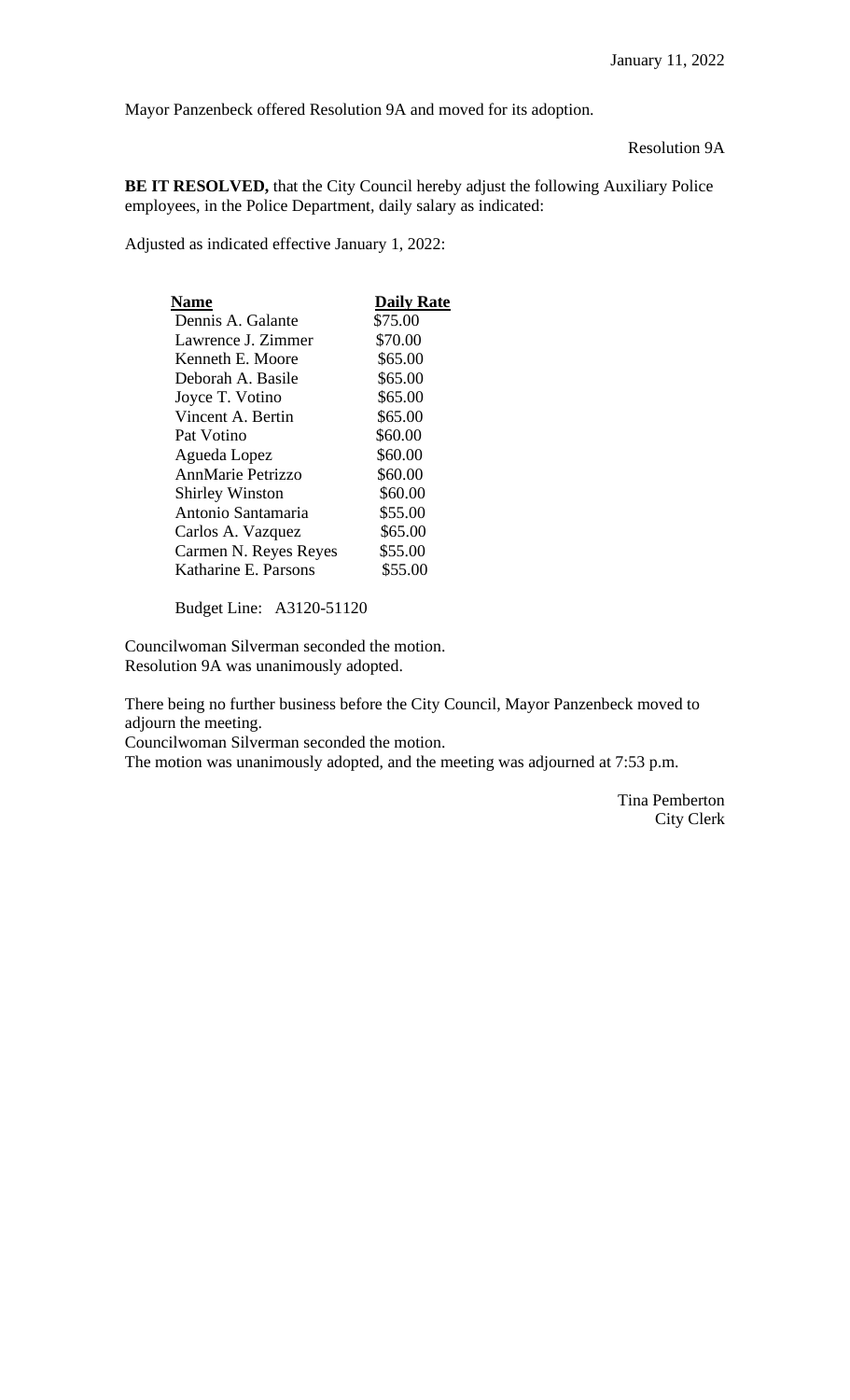January 11, 2022

Mayor Panzenbeck offered Resolution 9A and moved for its adoption.

Resolution 9A

**BE IT RESOLVED,** that the City Council hereby adjust the following Auxiliary Police employees, in the Police Department, daily salary as indicated:

Adjusted as indicated effective January 1, 2022:

| Name | Daily Rate |
|---|---|
| Dennis A. Galante | $75.00 |
| Lawrence J. Zimmer | $70.00 |
| Kenneth E. Moore | $65.00 |
| Deborah A. Basile | $65.00 |
| Joyce T. Votino | $65.00 |
| Vincent A. Bertin | $65.00 |
| Pat Votino | $60.00 |
| Agueda Lopez | $60.00 |
| AnnMarie Petrizzo | $60.00 |
| Shirley Winston | $60.00 |
| Antonio Santamaria | $55.00 |
| Carlos A. Vazquez | $65.00 |
| Carmen N. Reyes Reyes | $55.00 |
| Katharine E. Parsons | $55.00 |

Budget Line: A3120-51120

Councilwoman Silverman seconded the motion.
Resolution 9A was unanimously adopted.

There being no further business before the City Council, Mayor Panzenbeck moved to adjourn the meeting.
Councilwoman Silverman seconded the motion.
The motion was unanimously adopted, and the meeting was adjourned at 7:53 p.m.

Tina Pemberton
City Clerk